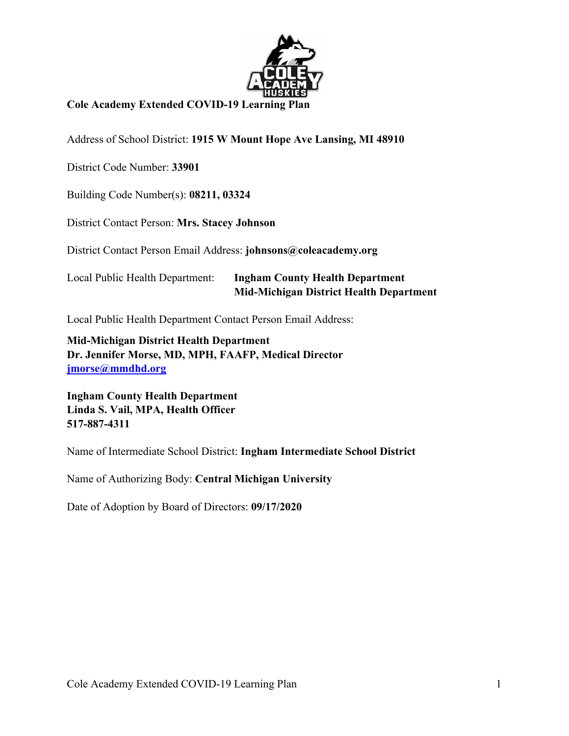**Cole Academy Extended COVID-19 Learning Plan**

Address of School District: **1915 W Mount Hope Ave Lansing, MI 48910**

District Code Number: **33901**

Building Code Number(s): **08211, 03324**

District Contact Person: **Mrs. Stacey Johnson**

District Contact Person Email Address: **johnsons@coleacademy.org**

Local Public Health Department: **Ingham County Health Department**
**Mid-Michigan District Health Department**

Local Public Health Department Contact Person Email Address:

**Mid-Michigan District Health Department**
**Dr. Jennifer Morse, MD, MPH, FAAFP, Medical Director**
**jmorse@mmdhd.org**

**Ingham County Health Department**
**Linda S. Vail, MPA, Health Officer**
**517-887-4311**

Name of Intermediate School District: **Ingham Intermediate School District**

Name of Authorizing Body: **Central Michigan University**

Date of Adoption by Board of Directors: **09/17/2020**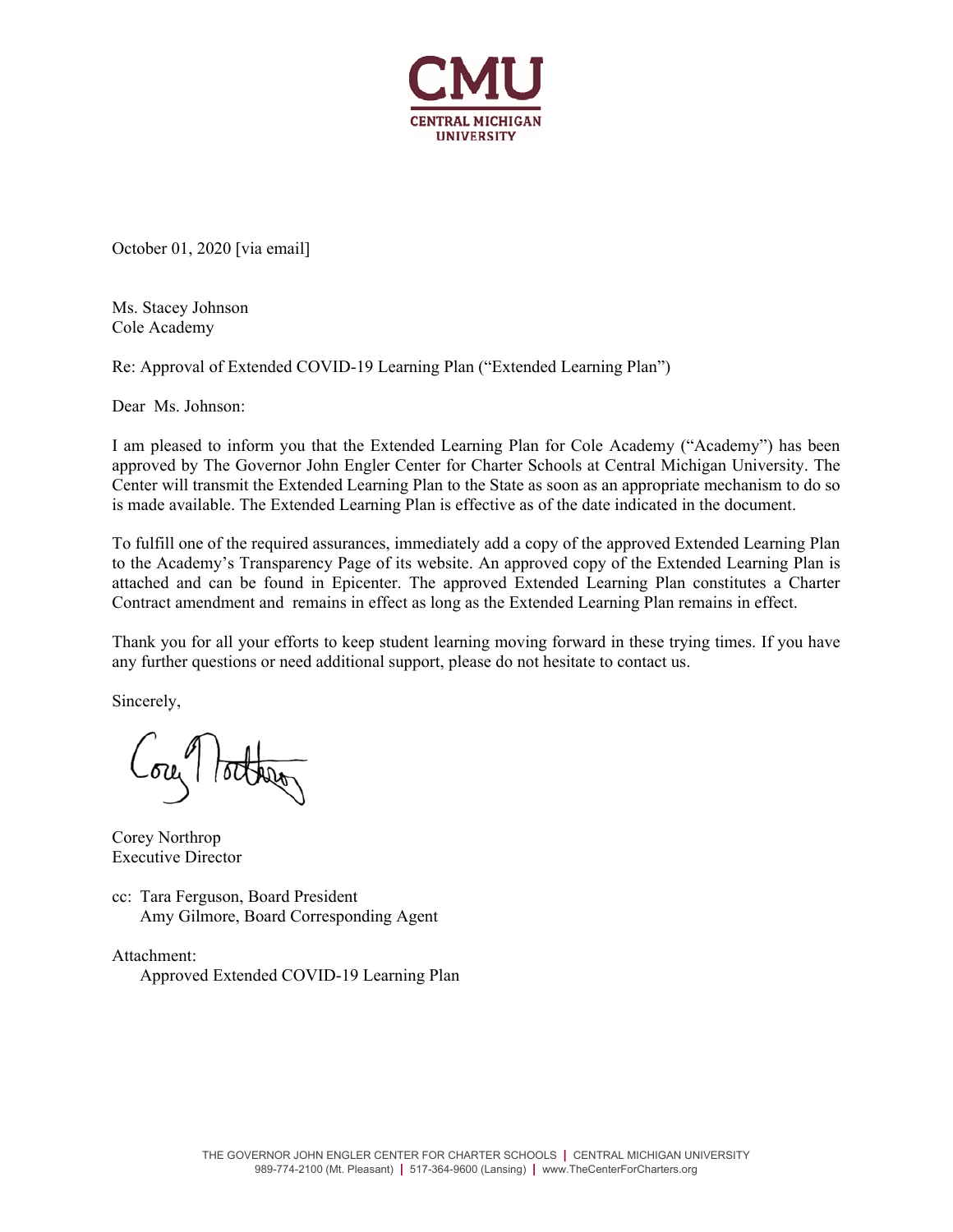CMU
CENTRAL MICHIGAN UNIVERSITY

October 01, 2020 [via email]

Ms. Stacey Johnson
Cole Academy

Re: Approval of Extended COVID-19 Learning Plan ("Extended Learning Plan")

Dear Ms. Johnson:

I am pleased to inform you that the Extended Learning Plan for Cole Academy ("Academy") has been approved by The Governor John Engler Center for Charter Schools at Central Michigan University. The Center will transmit the Extended Learning Plan to the State as soon as an appropriate mechanism to do so is made available. The Extended Learning Plan is effective as of the date indicated in the document.

To fulfill one of the required assurances, immediately add a copy of the approved Extended Learning Plan to the Academy's Transparency Page of its website. An approved copy of the Extended Learning Plan is attached and can be found in Epicenter. The approved Extended Learning Plan constitutes a Charter Contract amendment and remains in effect as long as the Extended Learning Plan remains in effect.

Thank you for all your efforts to keep student learning moving forward in these trying times. If you have any further questions or need additional support, please do not hesitate to contact us.

Sincerely,

Corey Northrop
Executive Director

cc: Tara Ferguson, Board President
Amy Gilmore, Board Corresponding Agent

Attachment:
Approved Extended COVID-19 Learning Plan

THE GOVERNOR JOHN ENGLER CENTER FOR CHARTER SCHOOLS | CENTRAL MICHIGAN UNIVERSITY
989-774-2100 (Mt. Pleasant) | 517-364-9600 (Lansing) | www.TheCenterForCharters.org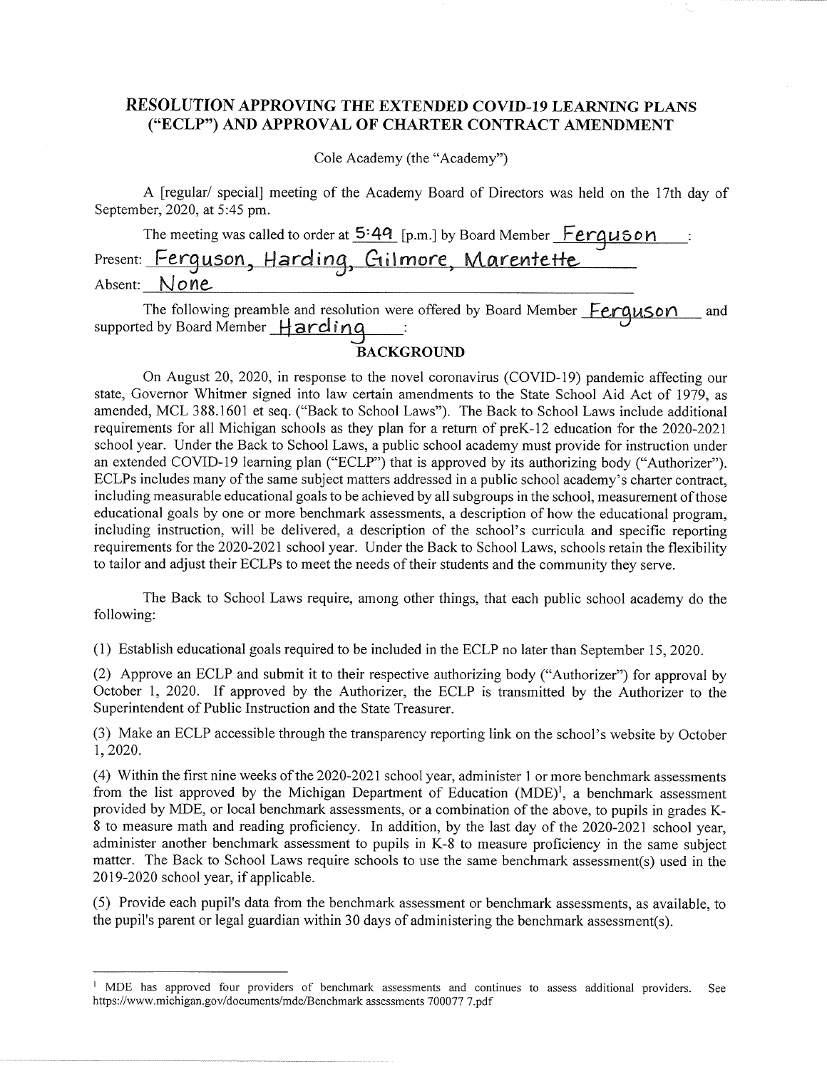## RESOLUTION APPROVING THE EXTENDED COVID-19 LEARNING PLANS ("ECLP") AND APPROVAL OF CHARTER CONTRACT AMENDMENT

Cole Academy (the "Academy")

A [regular/ special] meeting of the Academy Board of Directors was held on the 17th day of September, 2020, at 5:45 pm.

The meeting was called to order at 5:49 [p.m.] by Board Member Ferguson :

Present: Ferguson, Harding, Gilmore, Marentette

Absent: None

The following preamble and resolution were offered by Board Member Ferguson and supported by Board Member Harding :

### BACKGROUND

On August 20, 2020, in response to the novel coronavirus (COVID-19) pandemic affecting our state, Governor Whitmer signed into law certain amendments to the State School Aid Act of 1979, as amended, MCL 388.1601 et seq. ("Back to School Laws"). The Back to School Laws include additional requirements for all Michigan schools as they plan for a return of preK-12 education for the 2020-2021 school year. Under the Back to School Laws, a public school academy must provide for instruction under an extended COVID-19 learning plan ("ECLP") that is approved by its authorizing body ("Authorizer"). ECLPs includes many of the same subject matters addressed in a public school academy's charter contract, including measurable educational goals to be achieved by all subgroups in the school, measurement of those educational goals by one or more benchmark assessments, a description of how the educational program, including instruction, will be delivered, a description of the school's curricula and specific reporting requirements for the 2020-2021 school year. Under the Back to School Laws, schools retain the flexibility to tailor and adjust their ECLPs to meet the needs of their students and the community they serve.

The Back to School Laws require, among other things, that each public school academy do the following:

(1) Establish educational goals required to be included in the ECLP no later than September 15, 2020.

(2) Approve an ECLP and submit it to their respective authorizing body ("Authorizer") for approval by October 1, 2020. If approved by the Authorizer, the ECLP is transmitted by the Authorizer to the Superintendent of Public Instruction and the State Treasurer.

(3) Make an ECLP accessible through the transparency reporting link on the school's website by October 1, 2020.

(4) Within the first nine weeks of the 2020-2021 school year, administer 1 or more benchmark assessments from the list approved by the Michigan Department of Education (MDE)[1], a benchmark assessment provided by MDE, or local benchmark assessments, or a combination of the above, to pupils in grades K-8 to measure math and reading proficiency. In addition, by the last day of the 2020-2021 school year, administer another benchmark assessment to pupils in K-8 to measure proficiency in the same subject matter. The Back to School Laws require schools to use the same benchmark assessment(s) used in the 2019-2020 school year, if applicable.

(5) Provide each pupil's data from the benchmark assessment or benchmark assessments, as available, to the pupil's parent or legal guardian within 30 days of administering the benchmark assessment(s).

---

[1] MDE has approved four providers of benchmark assessments and continues to assess additional providers. See https://www.michigan.gov/documents/mde/Benchmark assessments 700077 7.pdf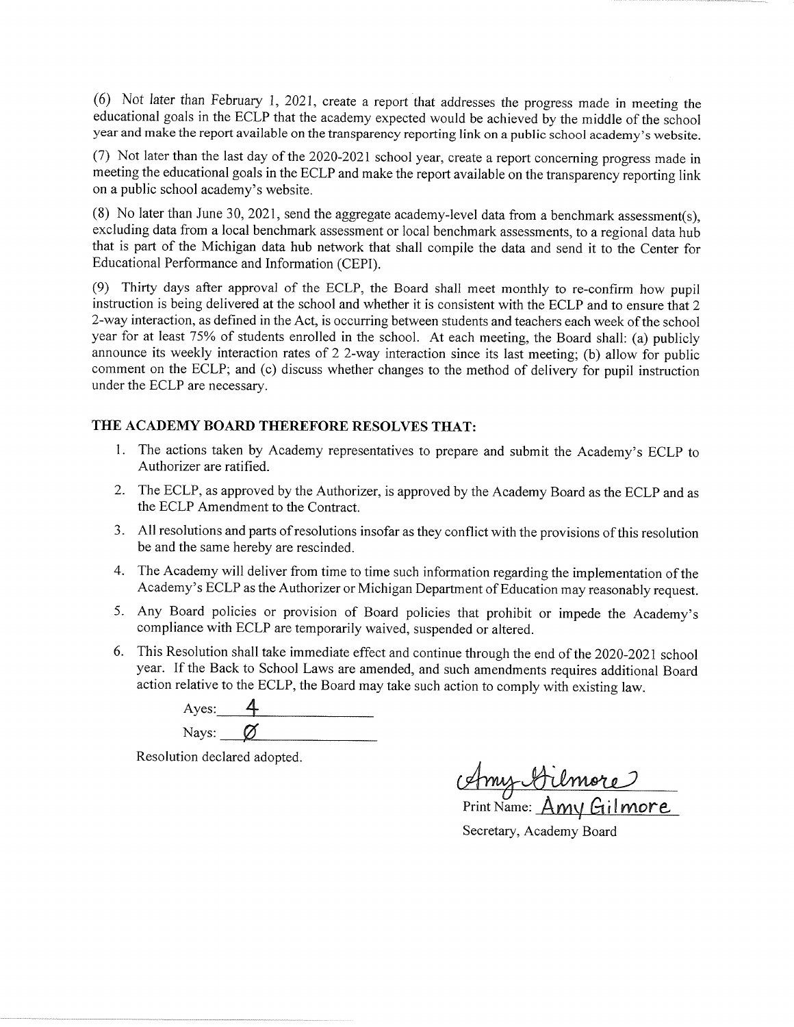(6) Not later than February 1, 2021, create a report that addresses the progress made in meeting the educational goals in the ECLP that the academy expected would be achieved by the middle of the school year and make the report available on the transparency reporting link on a public school academy's website.

(7) Not later than the last day of the 2020-2021 school year, create a report concerning progress made in meeting the educational goals in the ECLP and make the report available on the transparency reporting link on a public school academy's website.

(8) No later than June 30, 2021, send the aggregate academy-level data from a benchmark assessment(s), excluding data from a local benchmark assessment or local benchmark assessments, to a regional data hub that is part of the Michigan data hub network that shall compile the data and send it to the Center for Educational Performance and Information (CEPI).

(9) Thirty days after approval of the ECLP, the Board shall meet monthly to re-confirm how pupil instruction is being delivered at the school and whether it is consistent with the ECLP and to ensure that 2 2-way interaction, as defined in the Act, is occurring between students and teachers each week of the school year for at least 75% of students enrolled in the school. At each meeting, the Board shall: (a) publicly announce its weekly interaction rates of 2 2-way interaction since its last meeting; (b) allow for public comment on the ECLP; and (c) discuss whether changes to the method of delivery for pupil instruction under the ECLP are necessary.

**THE ACADEMY BOARD THEREFORE RESOLVES THAT:**

1. The actions taken by Academy representatives to prepare and submit the Academy's ECLP to Authorizer are ratified.
2. The ECLP, as approved by the Authorizer, is approved by the Academy Board as the ECLP and as the ECLP Amendment to the Contract.
3. All resolutions and parts of resolutions insofar as they conflict with the provisions of this resolution be and the same hereby are rescinded.
4. The Academy will deliver from time to time such information regarding the implementation of the Academy's ECLP as the Authorizer or Michigan Department of Education may reasonably request.
5. Any Board policies or provision of Board policies that prohibit or impede the Academy's compliance with ECLP are temporarily waived, suspended or altered.
6. This Resolution shall take immediate effect and continue through the end of the 2020-2021 school year. If the Back to School Laws are amended, and such amendments requires additional Board action relative to the ECLP, the Board may take such action to comply with existing law.

Ayes: 4

Nays: Ø

Resolution declared adopted.

Amy Gilmore

Print Name: Amy Gilmore

Secretary, Academy Board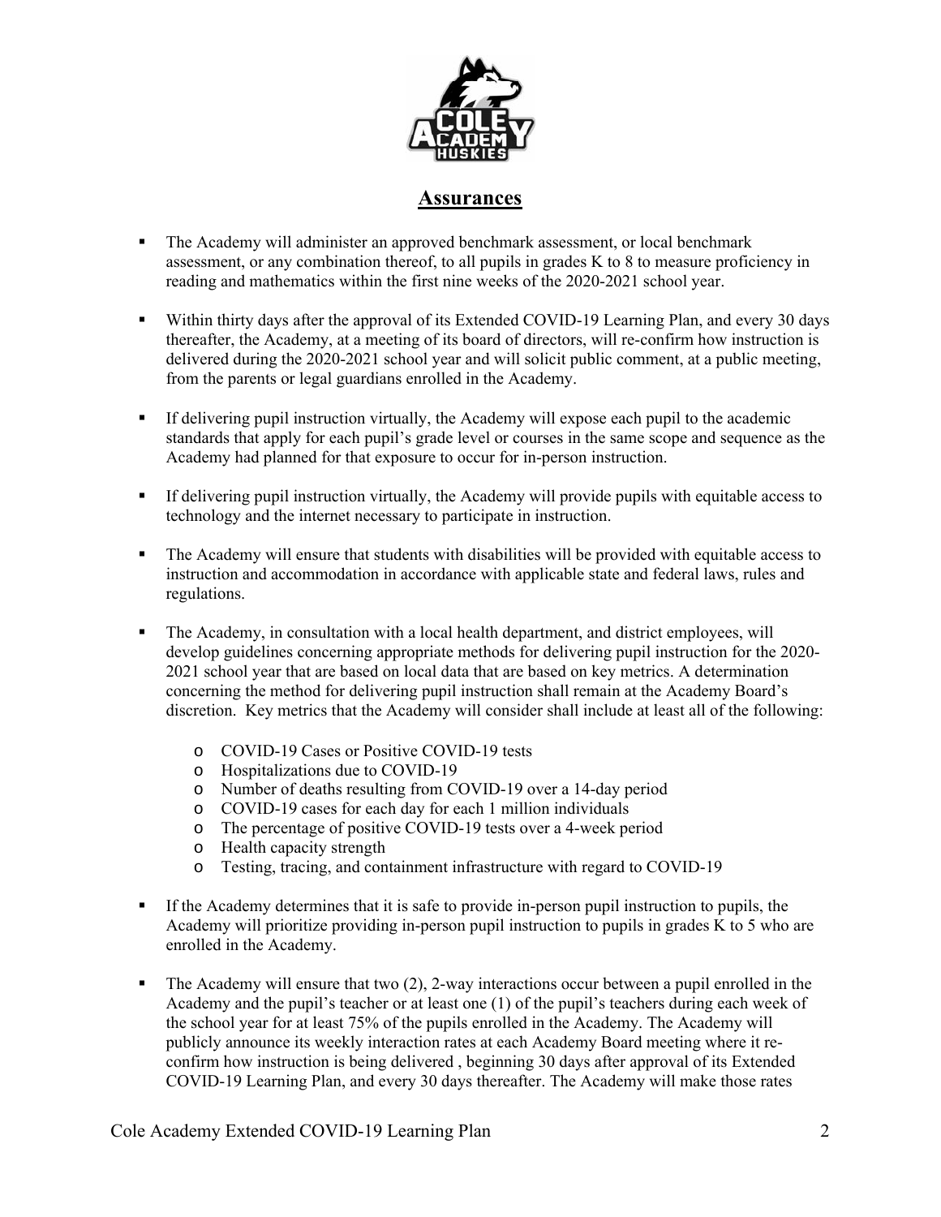## Assurances

- The Academy will administer an approved benchmark assessment, or local benchmark assessment, or any combination thereof, to all pupils in grades K to 8 to measure proficiency in reading and mathematics within the first nine weeks of the 2020-2021 school year.

- Within thirty days after the approval of its Extended COVID-19 Learning Plan, and every 30 days thereafter, the Academy, at a meeting of its board of directors, will re-confirm how instruction is delivered during the 2020-2021 school year and will solicit public comment, at a public meeting, from the parents or legal guardians enrolled in the Academy.

- If delivering pupil instruction virtually, the Academy will expose each pupil to the academic standards that apply for each pupil's grade level or courses in the same scope and sequence as the Academy had planned for that exposure to occur for in-person instruction.

- If delivering pupil instruction virtually, the Academy will provide pupils with equitable access to technology and the internet necessary to participate in instruction.

- The Academy will ensure that students with disabilities will be provided with equitable access to instruction and accommodation in accordance with applicable state and federal laws, rules and regulations.

- The Academy, in consultation with a local health department, and district employees, will develop guidelines concerning appropriate methods for delivering pupil instruction for the 2020-2021 school year that are based on local data that are based on key metrics. A determination concerning the method for delivering pupil instruction shall remain at the Academy Board's discretion. Key metrics that the Academy will consider shall include at least all of the following:

    - COVID-19 Cases or Positive COVID-19 tests
    - Hospitalizations due to COVID-19
    - Number of deaths resulting from COVID-19 over a 14-day period
    - COVID-19 cases for each day for each 1 million individuals
    - The percentage of positive COVID-19 tests over a 4-week period
    - Health capacity strength
    - Testing, tracing, and containment infrastructure with regard to COVID-19

- If the Academy determines that it is safe to provide in-person pupil instruction to pupils, the Academy will prioritize providing in-person pupil instruction to pupils in grades K to 5 who are enrolled in the Academy.

- The Academy will ensure that two (2), 2-way interactions occur between a pupil enrolled in the Academy and the pupil's teacher or at least one (1) of the pupil's teachers during each week of the school year for at least 75% of the pupils enrolled in the Academy. The Academy will publicly announce its weekly interaction rates at each Academy Board meeting where it re-confirm how instruction is being delivered , beginning 30 days after approval of its Extended COVID-19 Learning Plan, and every 30 days thereafter. The Academy will make those rates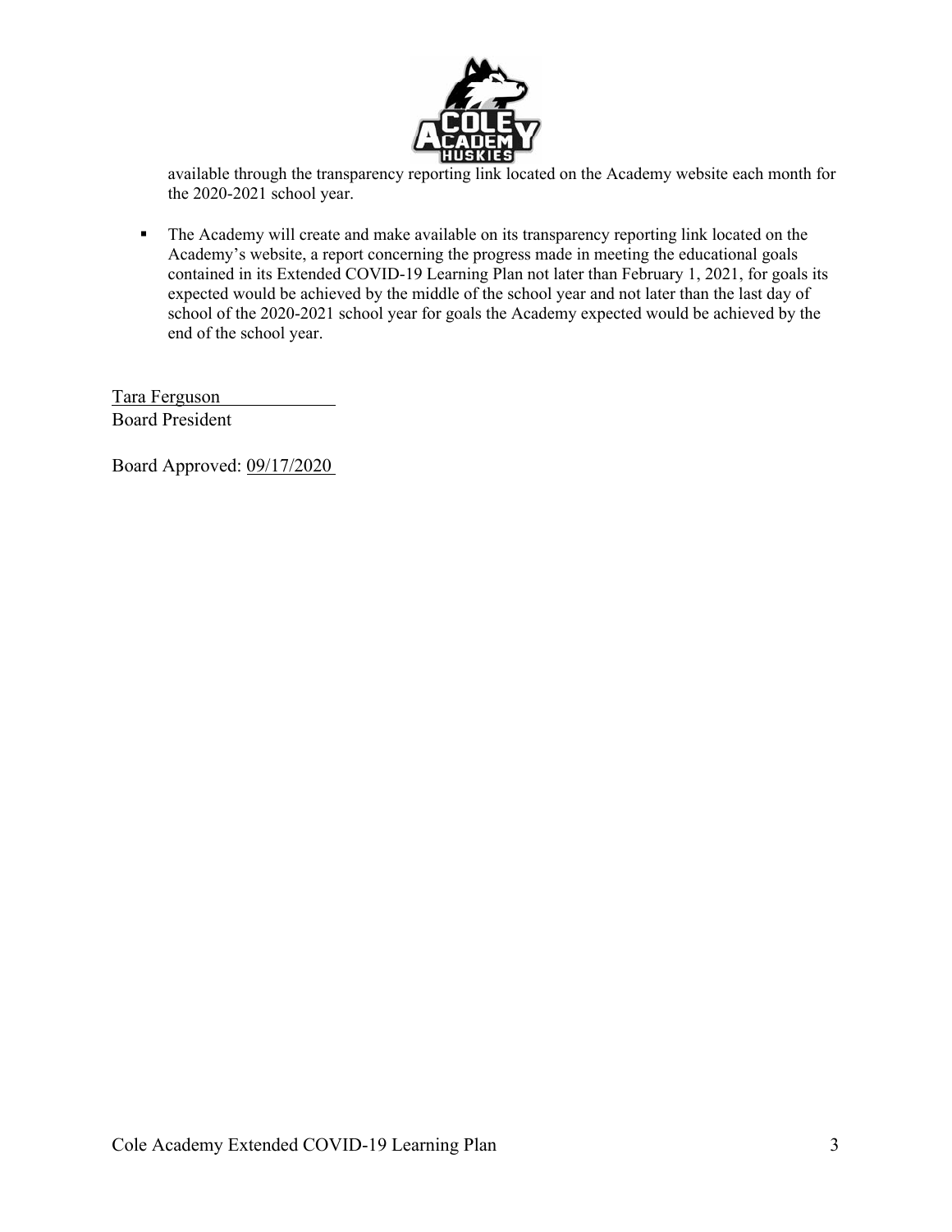available through the transparency reporting link located on the Academy website each month for the 2020-2021 school year.

- The Academy will create and make available on its transparency reporting link located on the Academy's website, a report concerning the progress made in meeting the educational goals contained in its Extended COVID-19 Learning Plan not later than February 1, 2021, for goals its expected would be achieved by the middle of the school year and not later than the last day of school of the 2020-2021 school year for goals the Academy expected would be achieved by the end of the school year.

Tara Ferguson
Board President

Board Approved: 09/17/2020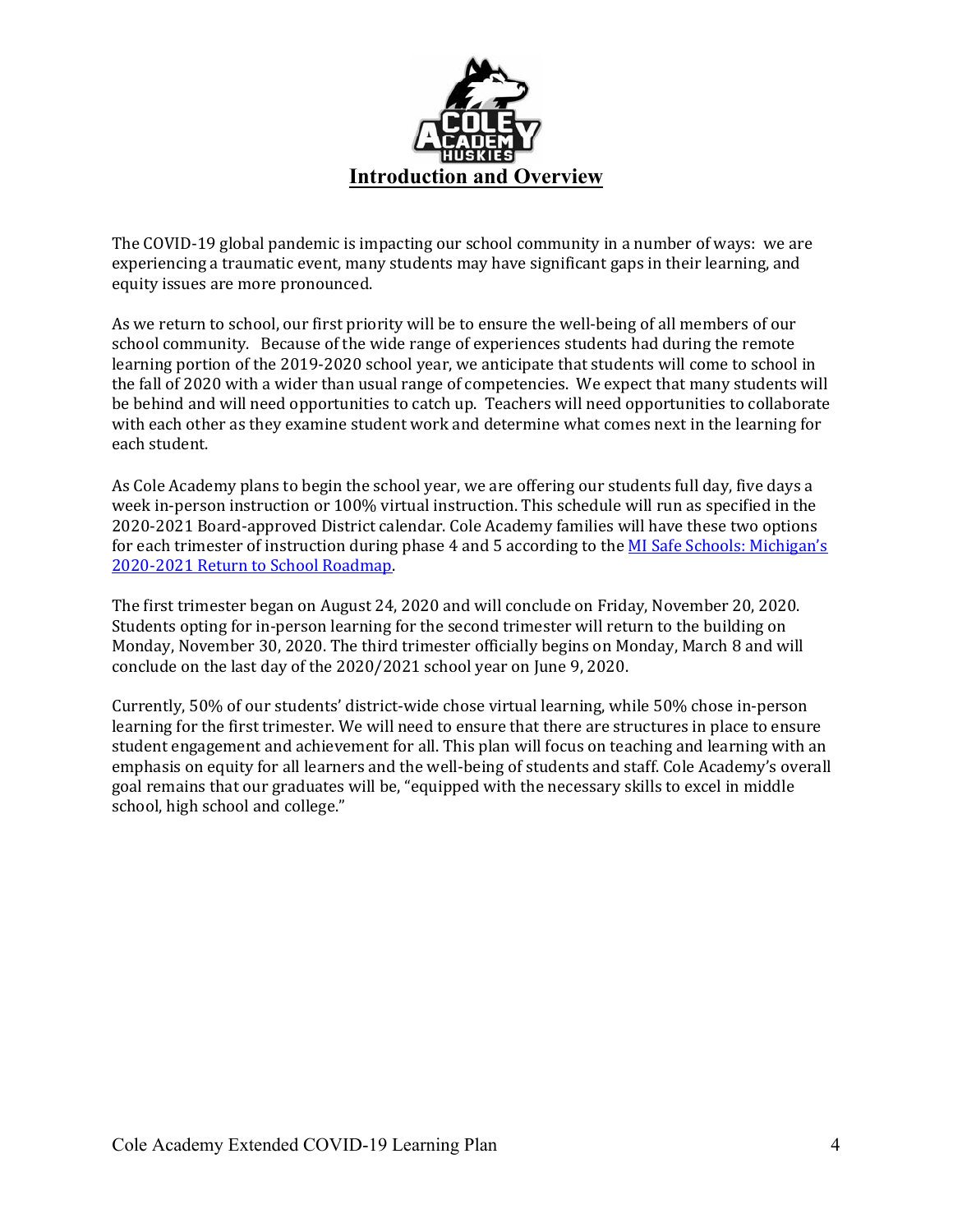# Introduction and Overview

The COVID-19 global pandemic is impacting our school community in a number of ways: we are experiencing a traumatic event, many students may have significant gaps in their learning, and equity issues are more pronounced.

As we return to school, our first priority will be to ensure the well-being of all members of our school community. Because of the wide range of experiences students had during the remote learning portion of the 2019-2020 school year, we anticipate that students will come to school in the fall of 2020 with a wider than usual range of competencies. We expect that many students will be behind and will need opportunities to catch up. Teachers will need opportunities to collaborate with each other as they examine student work and determine what comes next in the learning for each student.

As Cole Academy plans to begin the school year, we are offering our students full day, five days a week in-person instruction or 100% virtual instruction. This schedule will run as specified in the 2020-2021 Board-approved District calendar. Cole Academy families will have these two options for each trimester of instruction during phase 4 and 5 according to the [MI Safe Schools: Michigan's 2020-2021 Return to School Roadmap](#).

The first trimester began on August 24, 2020 and will conclude on Friday, November 20, 2020. Students opting for in-person learning for the second trimester will return to the building on Monday, November 30, 2020. The third trimester officially begins on Monday, March 8 and will conclude on the last day of the 2020/2021 school year on June 9, 2020.

Currently, 50% of our students' district-wide chose virtual learning, while 50% chose in-person learning for the first trimester. We will need to ensure that there are structures in place to ensure student engagement and achievement for all. This plan will focus on teaching and learning with an emphasis on equity for all learners and the well-being of students and staff. Cole Academy's overall goal remains that our graduates will be, "equipped with the necessary skills to excel in middle school, high school and college."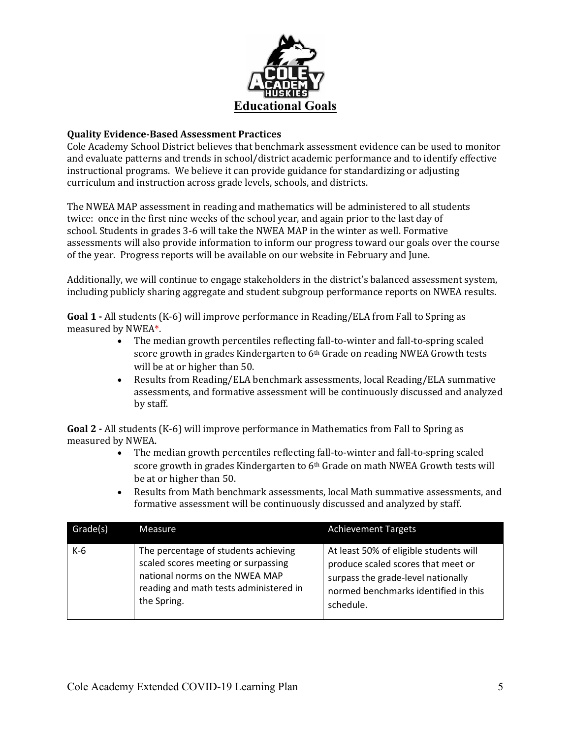# Educational Goals

**Quality Evidence-Based Assessment Practices**

Cole Academy School District believes that benchmark assessment evidence can be used to monitor and evaluate patterns and trends in school/district academic performance and to identify effective instructional programs. We believe it can provide guidance for standardizing or adjusting curriculum and instruction across grade levels, schools, and districts.

The NWEA MAP assessment in reading and mathematics will be administered to all students twice: once in the first nine weeks of the school year, and again prior to the last day of school. Students in grades 3-6 will take the NWEA MAP in the winter as well. Formative assessments will also provide information to inform our progress toward our goals over the course of the year. Progress reports will be available on our website in February and June.

Additionally, we will continue to engage stakeholders in the district's balanced assessment system, including publicly sharing aggregate and student subgroup performance reports on NWEA results.

**Goal 1 -** All students (K-6) will improve performance in Reading/ELA from Fall to Spring as measured by NWEA*.

- The median growth percentiles reflecting fall-to-winter and fall-to-spring scaled score growth in grades Kindergarten to 6th Grade on reading NWEA Growth tests will be at or higher than 50.
- Results from Reading/ELA benchmark assessments, local Reading/ELA summative assessments, and formative assessment will be continuously discussed and analyzed by staff.

**Goal 2 -** All students (K-6) will improve performance in Mathematics from Fall to Spring as measured by NWEA.

- The median growth percentiles reflecting fall-to-winter and fall-to-spring scaled score growth in grades Kindergarten to 6th Grade on math NWEA Growth tests will be at or higher than 50.
- Results from Math benchmark assessments, local Math summative assessments, and formative assessment will be continuously discussed and analyzed by staff.

| Grade(s) | Measure | Achievement Targets |
|---|---|---|
| K-6 | The percentage of students achieving scaled scores meeting or surpassing national norms on the NWEA MAP reading and math tests administered in the Spring. | At least 50% of eligible students will produce scaled scores that meet or surpass the grade-level nationally normed benchmarks identified in this schedule. |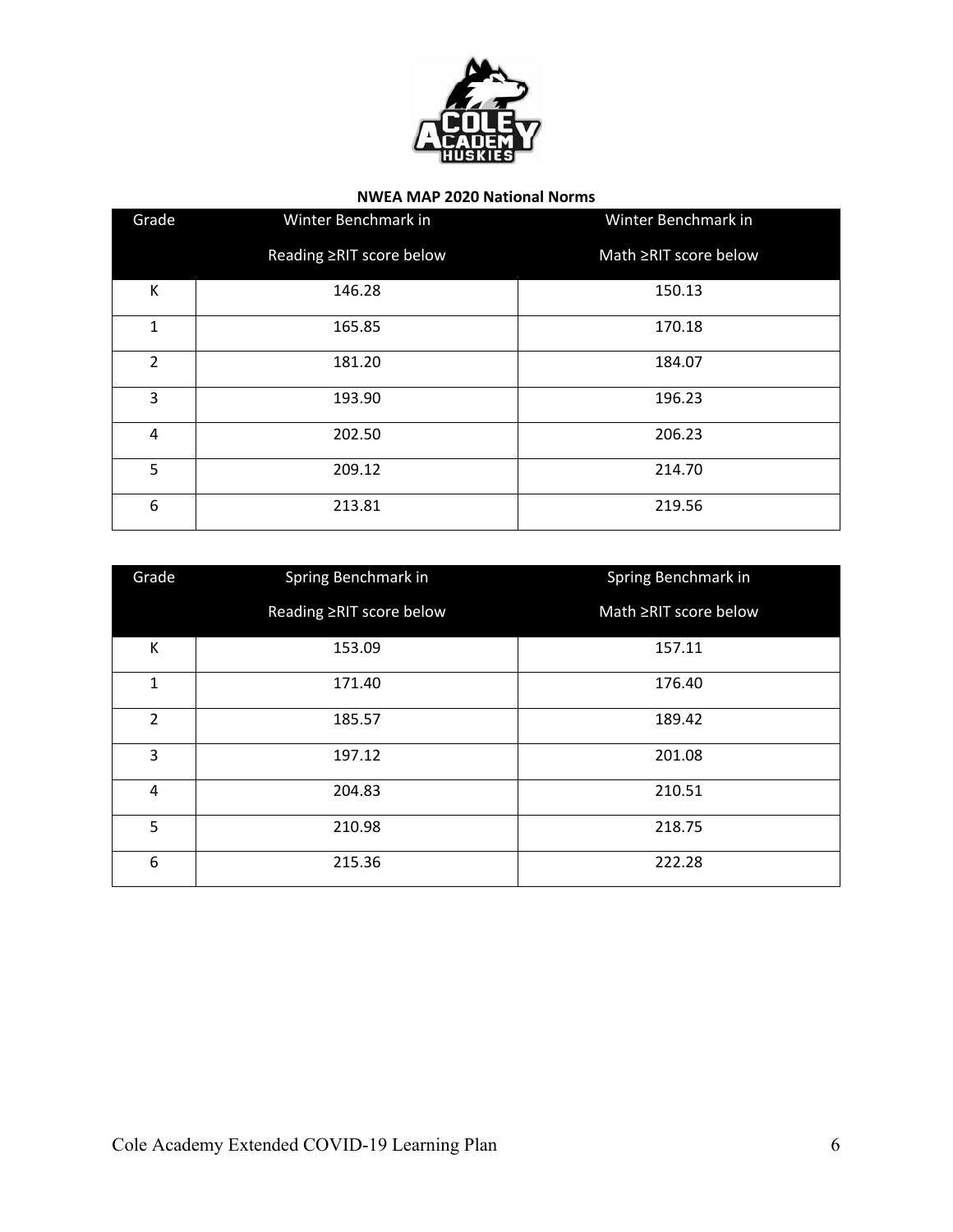**NWEA MAP 2020 National Norms**

| Grade | Winter Benchmark in Reading ≥RIT score below | Winter Benchmark in Math ≥RIT score below |
|---|---|---|
| K | 146.28 | 150.13 |
| 1 | 165.85 | 170.18 |
| 2 | 181.20 | 184.07 |
| 3 | 193.90 | 196.23 |
| 4 | 202.50 | 206.23 |
| 5 | 209.12 | 214.70 |
| 6 | 213.81 | 219.56 |

| Grade | Spring Benchmark in Reading ≥RIT score below | Spring Benchmark in Math ≥RIT score below |
|---|---|---|
| K | 153.09 | 157.11 |
| 1 | 171.40 | 176.40 |
| 2 | 185.57 | 189.42 |
| 3 | 197.12 | 201.08 |
| 4 | 204.83 | 210.51 |
| 5 | 210.98 | 218.75 |
| 6 | 215.36 | 222.28 |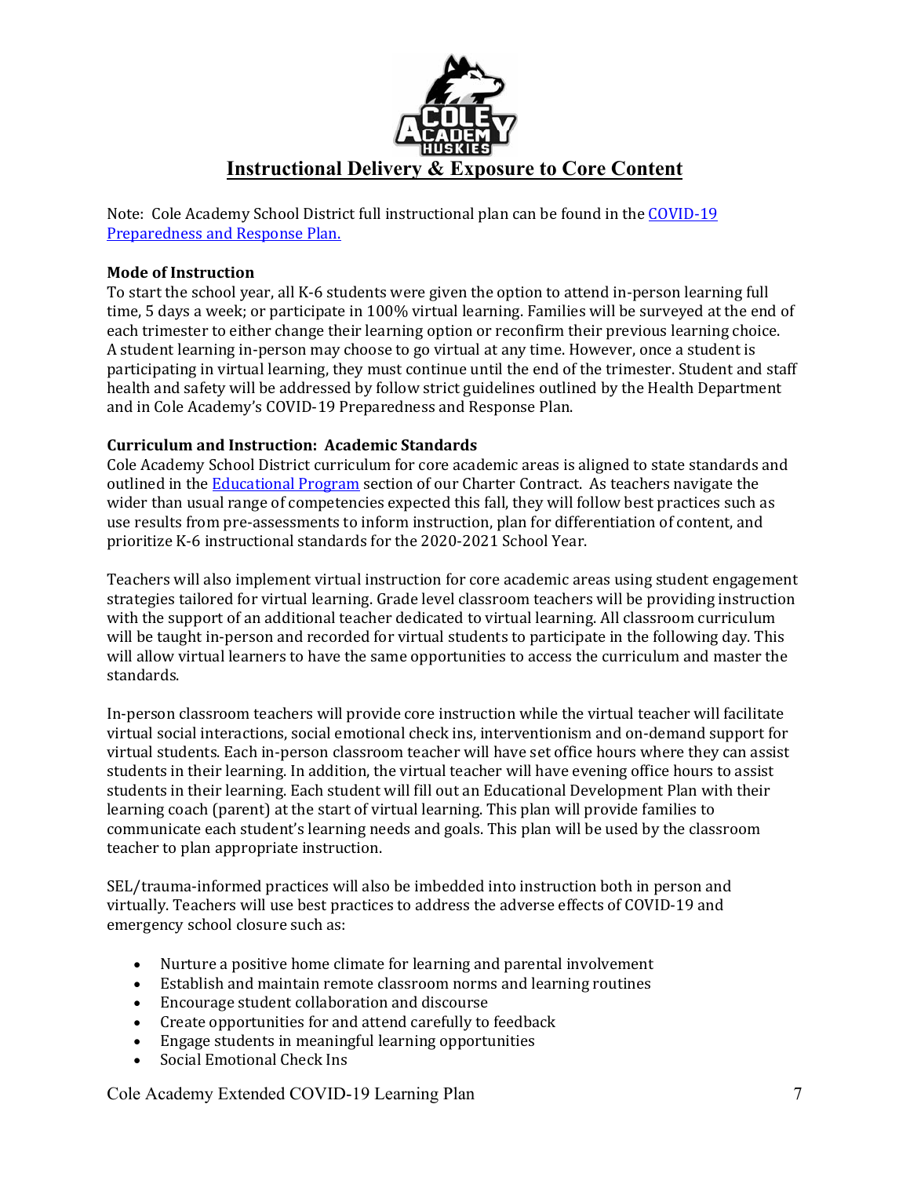# Instructional Delivery & Exposure to Core Content

Note: Cole Academy School District full instructional plan can be found in the [COVID-19 Preparedness and Response Plan.]()

**Mode of Instruction**

To start the school year, all K-6 students were given the option to attend in-person learning full time, 5 days a week; or participate in 100% virtual learning. Families will be surveyed at the end of each trimester to either change their learning option or reconfirm their previous learning choice. A student learning in-person may choose to go virtual at any time. However, once a student is participating in virtual learning, they must continue until the end of the trimester. Student and staff health and safety will be addressed by follow strict guidelines outlined by the Health Department and in Cole Academy's COVID-19 Preparedness and Response Plan.

**Curriculum and Instruction: Academic Standards**

Cole Academy School District curriculum for core academic areas is aligned to state standards and outlined in the [Educational Program]() section of our Charter Contract. As teachers navigate the wider than usual range of competencies expected this fall, they will follow best practices such as use results from pre-assessments to inform instruction, plan for differentiation of content, and prioritize K-6 instructional standards for the 2020-2021 School Year.

Teachers will also implement virtual instruction for core academic areas using student engagement strategies tailored for virtual learning. Grade level classroom teachers will be providing instruction with the support of an additional teacher dedicated to virtual learning. All classroom curriculum will be taught in-person and recorded for virtual students to participate in the following day. This will allow virtual learners to have the same opportunities to access the curriculum and master the standards.

In-person classroom teachers will provide core instruction while the virtual teacher will facilitate virtual social interactions, social emotional check ins, interventionism and on-demand support for virtual students. Each in-person classroom teacher will have set office hours where they can assist students in their learning. In addition, the virtual teacher will have evening office hours to assist students in their learning. Each student will fill out an Educational Development Plan with their learning coach (parent) at the start of virtual learning. This plan will provide families to communicate each student's learning needs and goals. This plan will be used by the classroom teacher to plan appropriate instruction.

SEL/trauma-informed practices will also be imbedded into instruction both in person and virtually. Teachers will use best practices to address the adverse effects of COVID-19 and emergency school closure such as:

- Nurture a positive home climate for learning and parental involvement
- Establish and maintain remote classroom norms and learning routines
- Encourage student collaboration and discourse
- Create opportunities for and attend carefully to feedback
- Engage students in meaningful learning opportunities
- Social Emotional Check Ins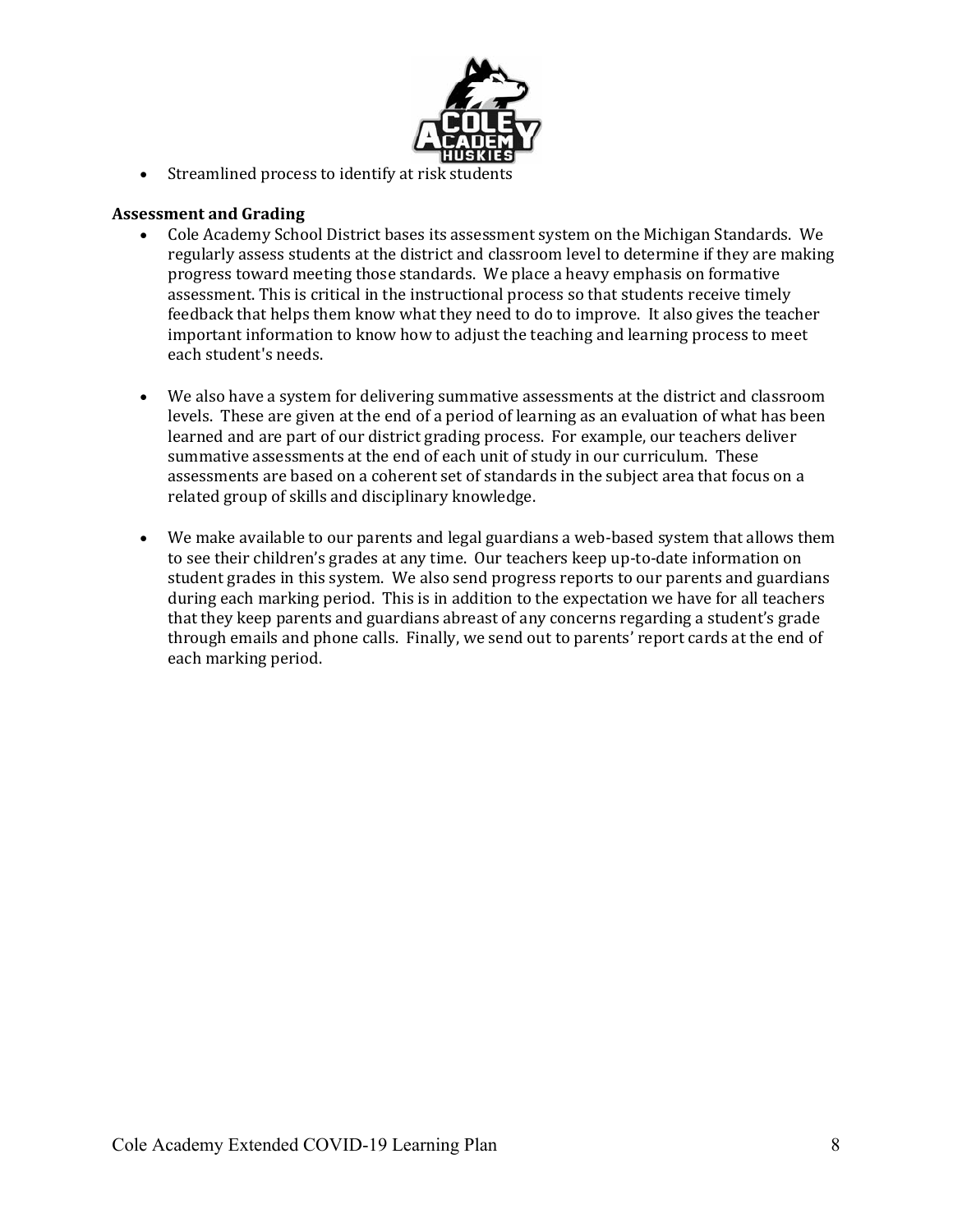- Streamlined process to identify at risk students

**Assessment and Grading**

- Cole Academy School District bases its assessment system on the Michigan Standards. We regularly assess students at the district and classroom level to determine if they are making progress toward meeting those standards. We place a heavy emphasis on formative assessment. This is critical in the instructional process so that students receive timely feedback that helps them know what they need to do to improve. It also gives the teacher important information to know how to adjust the teaching and learning process to meet each student's needs.

- We also have a system for delivering summative assessments at the district and classroom levels. These are given at the end of a period of learning as an evaluation of what has been learned and are part of our district grading process. For example, our teachers deliver summative assessments at the end of each unit of study in our curriculum. These assessments are based on a coherent set of standards in the subject area that focus on a related group of skills and disciplinary knowledge.

- We make available to our parents and legal guardians a web-based system that allows them to see their children's grades at any time. Our teachers keep up-to-date information on student grades in this system. We also send progress reports to our parents and guardians during each marking period. This is in addition to the expectation we have for all teachers that they keep parents and guardians abreast of any concerns regarding a student's grade through emails and phone calls. Finally, we send out to parents' report cards at the end of each marking period.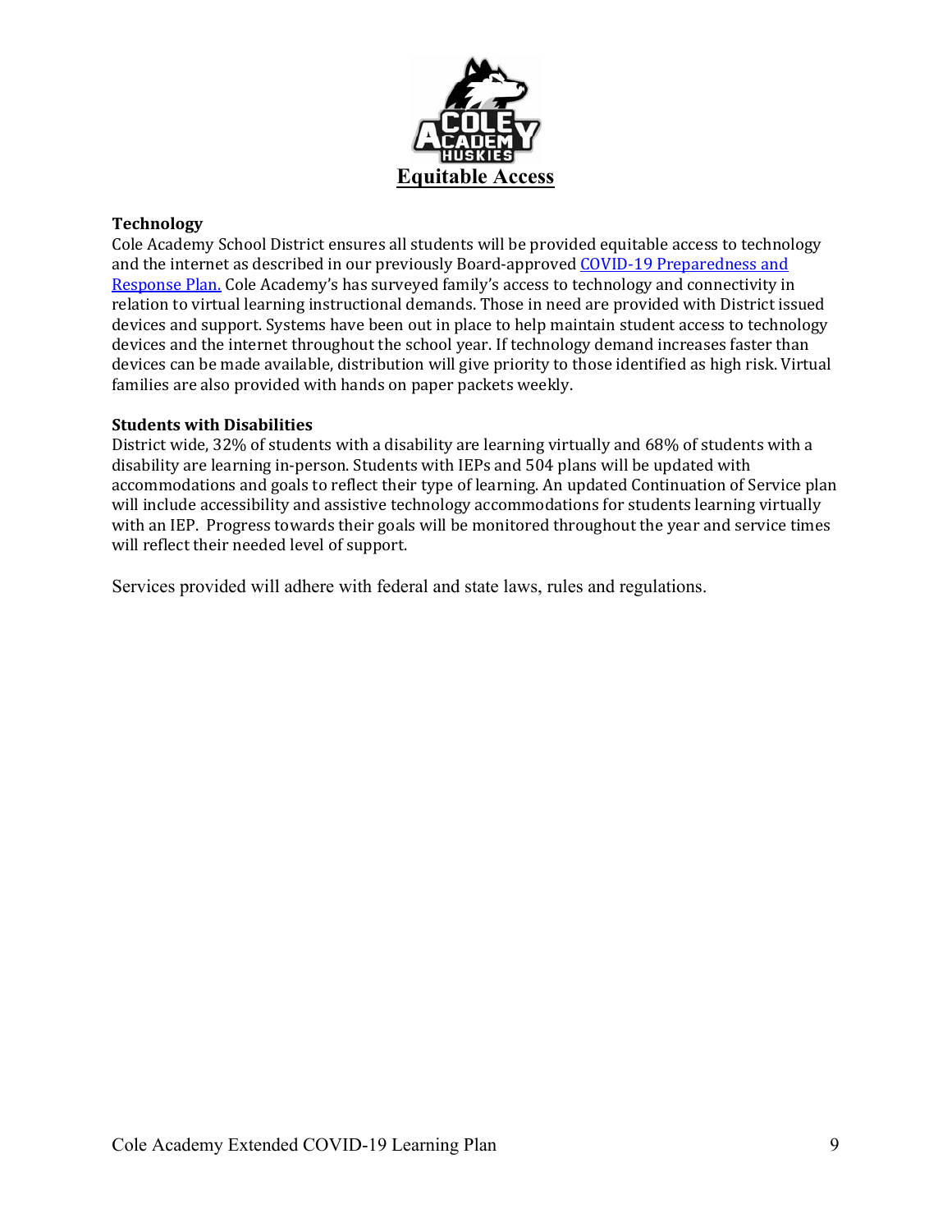# Equitable Access

**Technology**

Cole Academy School District ensures all students will be provided equitable access to technology and the internet as described in our previously Board-approved [COVID-19 Preparedness and Response Plan.](#) Cole Academy's has surveyed family's access to technology and connectivity in relation to virtual learning instructional demands. Those in need are provided with District issued devices and support. Systems have been out in place to help maintain student access to technology devices and the internet throughout the school year. If technology demand increases faster than devices can be made available, distribution will give priority to those identified as high risk. Virtual families are also provided with hands on paper packets weekly.

**Students with Disabilities**

District wide, 32% of students with a disability are learning virtually and 68% of students with a disability are learning in-person. Students with IEPs and 504 plans will be updated with accommodations and goals to reflect their type of learning. An updated Continuation of Service plan will include accessibility and assistive technology accommodations for students learning virtually with an IEP. Progress towards their goals will be monitored throughout the year and service times will reflect their needed level of support.

Services provided will adhere with federal and state laws, rules and regulations.